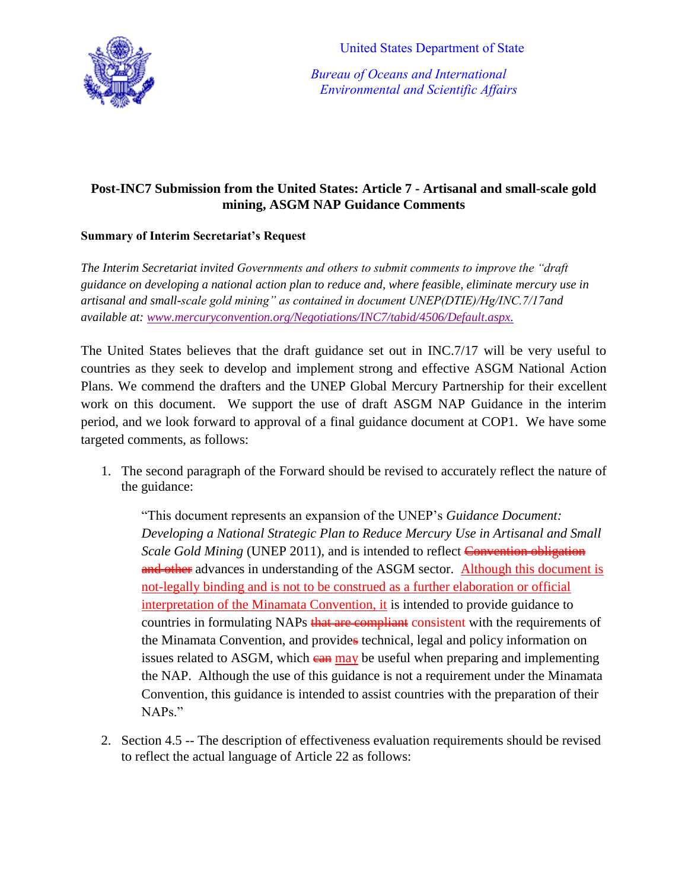United States Department of State

*Bureau of Oceans and International Environmental and Scientific Affairs*

**Post-INC7 Submission from the United States: Article 7 - Artisanal and small-scale gold mining, ASGM NAP Guidance Comments**

**Summary of Interim Secretariat's Request**

*The Interim Secretariat invited Governments and others to submit comments to improve the "draft guidance on developing a national action plan to reduce and, where feasible, eliminate mercury use in artisanal and small-scale gold mining" as contained in document UNEP(DTIE)/Hg/INC.7/17and available at: www.mercuryconvention.org/Negotiations/INC7/tabid/4506/Default.aspx.*

The United States believes that the draft guidance set out in INC.7/17 will be very useful to countries as they seek to develop and implement strong and effective ASGM National Action Plans. We commend the drafters and the UNEP Global Mercury Partnership for their excellent work on this document. We support the use of draft ASGM NAP Guidance in the interim period, and we look forward to approval of a final guidance document at COP1. We have some targeted comments, as follows:

1. The second paragraph of the Forward should be revised to accurately reflect the nature of the guidance:

   "This document represents an expansion of the UNEP's *Guidance Document: Developing a National Strategic Plan to Reduce Mercury Use in Artisanal and Small Scale Gold Mining* (UNEP 2011), and is intended to reflect ~~Convention obligation and other~~ advances in understanding of the ASGM sector. <u>Although this document is not-legally binding and is not to be construed as a further elaboration or official interpretation of the Minamata Convention, it</u> is intended to provide guidance to countries in formulating NAPs ~~that are compliant~~ consistent with the requirements of the Minamata Convention, and provide~~s~~ technical, legal and policy information on issues related to ASGM, which ~~can~~ <u>may</u> be useful when preparing and implementing the NAP. Although the use of this guidance is not a requirement under the Minamata Convention, this guidance is intended to assist countries with the preparation of their NAPs."

2. Section 4.5 -- The description of effectiveness evaluation requirements should be revised to reflect the actual language of Article 22 as follows: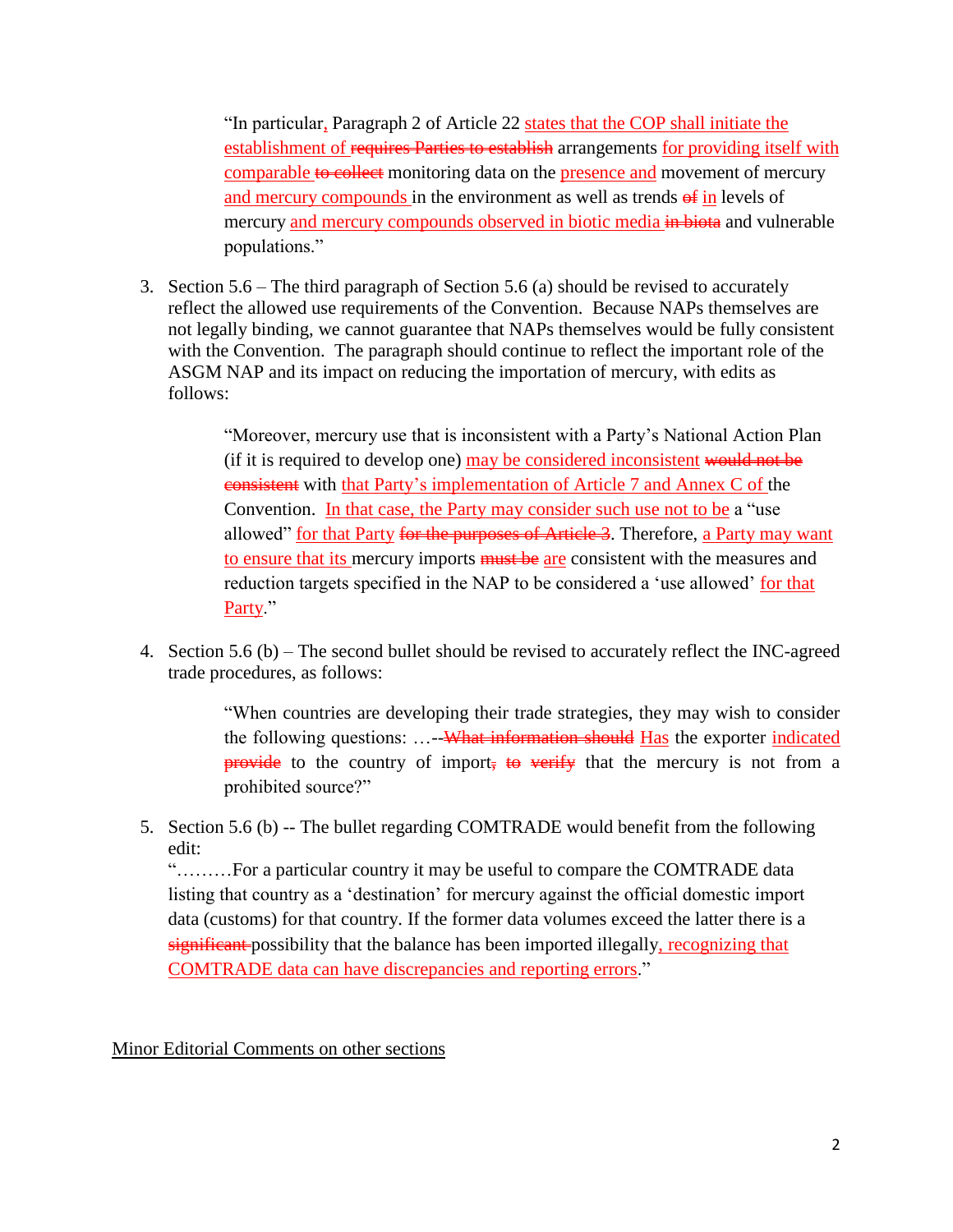> "In particular<u>,</u> Paragraph 2 of Article 22 <u>states that the COP shall initiate the establishment of</u> ~~requires Parties to establish~~ arrangements <u>for providing itself with comparable</u> ~~to collect~~ monitoring data on the <u>presence and</u> movement of mercury <u>and mercury compounds</u> in the environment as well as trends ~~of~~ <u>in</u> levels of mercury <u>and mercury compounds observed in biotic media</u> ~~in biota~~ and vulnerable populations."

3. Section 5.6 – The third paragraph of Section 5.6 (a) should be revised to accurately reflect the allowed use requirements of the Convention. Because NAPs themselves are not legally binding, we cannot guarantee that NAPs themselves would be fully consistent with the Convention. The paragraph should continue to reflect the important role of the ASGM NAP and its impact on reducing the importation of mercury, with edits as follows:

   > "Moreover, mercury use that is inconsistent with a Party's National Action Plan (if it is required to develop one) <u>may be considered inconsistent</u> ~~would not be consistent~~ with <u>that Party's implementation of Article 7 and Annex C of</u> the Convention. <u>In that case, the Party may consider such use not to be</u> a "use allowed" <u>for that Party</u> ~~for the purposes of Article 3~~. Therefore, <u>a Party may want to ensure that its</u> mercury imports ~~must be~~ <u>are</u> consistent with the measures and reduction targets specified in the NAP to be considered a 'use allowed' <u>for that Party</u>."

4. Section 5.6 (b) – The second bullet should be revised to accurately reflect the INC-agreed trade procedures, as follows:

   > "When countries are developing their trade strategies, they may wish to consider the following questions: …-- ~~What information should~~ <u>Has</u> the exporter <u>indicated</u> ~~provide~~ to the country of import~~,~~ ~~to verify~~ that the mercury is not from a prohibited source?"

5. Section 5.6 (b) -- The bullet regarding COMTRADE would benefit from the following edit:
   "………For a particular country it may be useful to compare the COMTRADE data listing that country as a 'destination' for mercury against the official domestic import data (customs) for that country. If the former data volumes exceed the latter there is a ~~significant~~ possibility that the balance has been imported illegally<u>, recognizing that COMTRADE data can have discrepancies and reporting errors</u>."

<u>Minor Editorial Comments on other sections</u>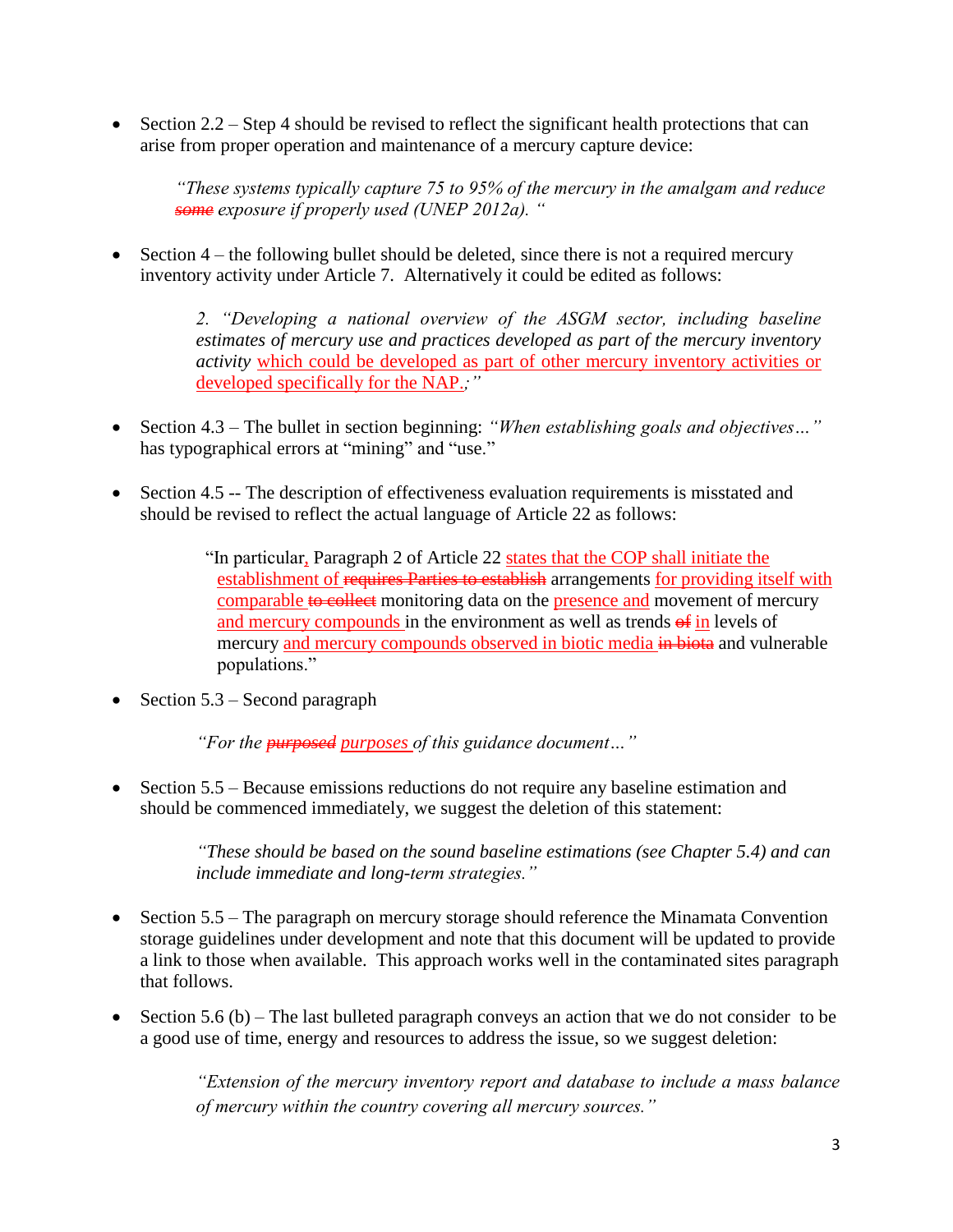- Section 2.2 – Step 4 should be revised to reflect the significant health protections that can arise from proper operation and maintenance of a mercury capture device:

  *"These systems typically capture 75 to 95% of the mercury in the amalgam and reduce ~~some~~ exposure if properly used (UNEP 2012a). "*

- Section 4 – the following bullet should be deleted, since there is not a required mercury inventory activity under Article 7. Alternatively it could be edited as follows:

  2. *"Developing a national overview of the ASGM sector, including baseline estimates of mercury use and practices developed as part of the mercury inventory activity* which could be developed as part of other mercury inventory activities or developed specifically for the NAP.~~;~~*"*

- Section 4.3 – The bullet in section beginning: *"When establishing goals and objectives…"* has typographical errors at "mining" and "use."

- Section 4.5 -- The description of effectiveness evaluation requirements is misstated and should be revised to reflect the actual language of Article 22 as follows:

  "In particular, Paragraph 2 of Article 22 states that the COP shall initiate the establishment of ~~requires Parties to establish~~ arrangements for providing itself with comparable ~~to collect~~ monitoring data on the presence and movement of mercury and mercury compounds in the environment as well as trends ~~of~~ in levels of mercury and mercury compounds observed in biotic media ~~in biota~~ and vulnerable populations."

- Section 5.3 – Second paragraph

  *"For the ~~purposed~~ purposes of this guidance document…"*

- Section 5.5 – Because emissions reductions do not require any baseline estimation and should be commenced immediately, we suggest the deletion of this statement:

  *"These should be based on the sound baseline estimations (see Chapter 5.4) and can include immediate and long-term strategies."*

- Section 5.5 – The paragraph on mercury storage should reference the Minamata Convention storage guidelines under development and note that this document will be updated to provide a link to those when available. This approach works well in the contaminated sites paragraph that follows.

- Section 5.6 (b) – The last bulleted paragraph conveys an action that we do not consider to be a good use of time, energy and resources to address the issue, so we suggest deletion:

  *"Extension of the mercury inventory report and database to include a mass balance of mercury within the country covering all mercury sources."*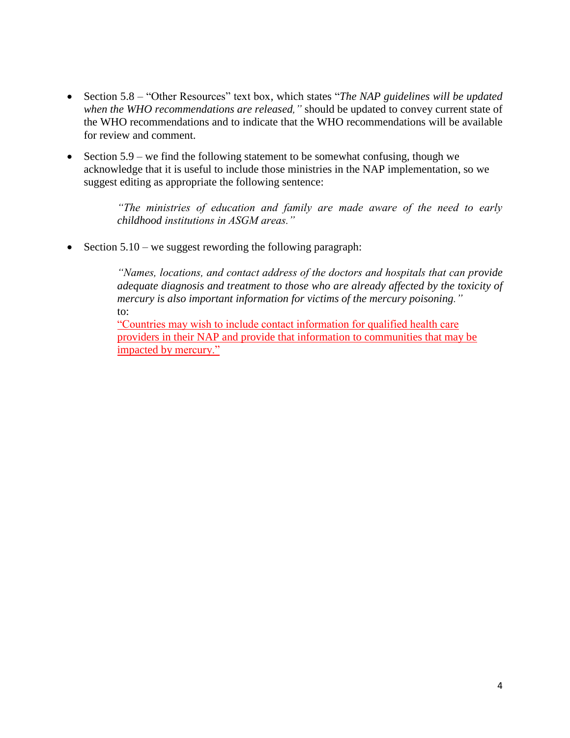- Section 5.8 – "Other Resources" text box, which states "*The NAP guidelines will be updated when the WHO recommendations are released,"* should be updated to convey current state of the WHO recommendations and to indicate that the WHO recommendations will be available for review and comment.

- Section 5.9 – we find the following statement to be somewhat confusing, though we acknowledge that it is useful to include those ministries in the NAP implementation, so we suggest editing as appropriate the following sentence:

  > *"The ministries of education and family are made aware of the need to early childhood institutions in ASGM areas."*

- Section 5.10 – we suggest rewording the following paragraph:

  > *"Names, locations, and contact address of the doctors and hospitals that can provide adequate diagnosis and treatment to those who are already affected by the toxicity of mercury is also important information for victims of the mercury poisoning."*
  > to:
  > "Countries may wish to include contact information for qualified health care providers in their NAP and provide that information to communities that may be impacted by mercury."